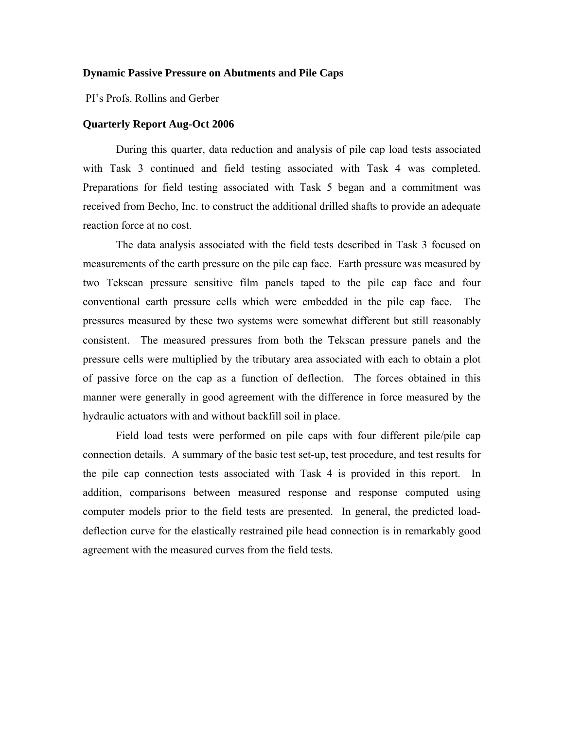**Dynamic Passive Pressure on Abutments and Pile Caps**

PI's Profs. Rollins and Gerber

**Quarterly Report Aug-Oct 2006**

During this quarter, data reduction and analysis of pile cap load tests associated with Task 3 continued and field testing associated with Task 4 was completed. Preparations for field testing associated with Task 5 began and a commitment was received from Becho, Inc. to construct the additional drilled shafts to provide an adequate reaction force at no cost.

The data analysis associated with the field tests described in Task 3 focused on measurements of the earth pressure on the pile cap face. Earth pressure was measured by two Tekscan pressure sensitive film panels taped to the pile cap face and four conventional earth pressure cells which were embedded in the pile cap face. The pressures measured by these two systems were somewhat different but still reasonably consistent. The measured pressures from both the Tekscan pressure panels and the pressure cells were multiplied by the tributary area associated with each to obtain a plot of passive force on the cap as a function of deflection. The forces obtained in this manner were generally in good agreement with the difference in force measured by the hydraulic actuators with and without backfill soil in place.

Field load tests were performed on pile caps with four different pile/pile cap connection details. A summary of the basic test set-up, test procedure, and test results for the pile cap connection tests associated with Task 4 is provided in this report. In addition, comparisons between measured response and response computed using computer models prior to the field tests are presented. In general, the predicted load-deflection curve for the elastically restrained pile head connection is in remarkably good agreement with the measured curves from the field tests.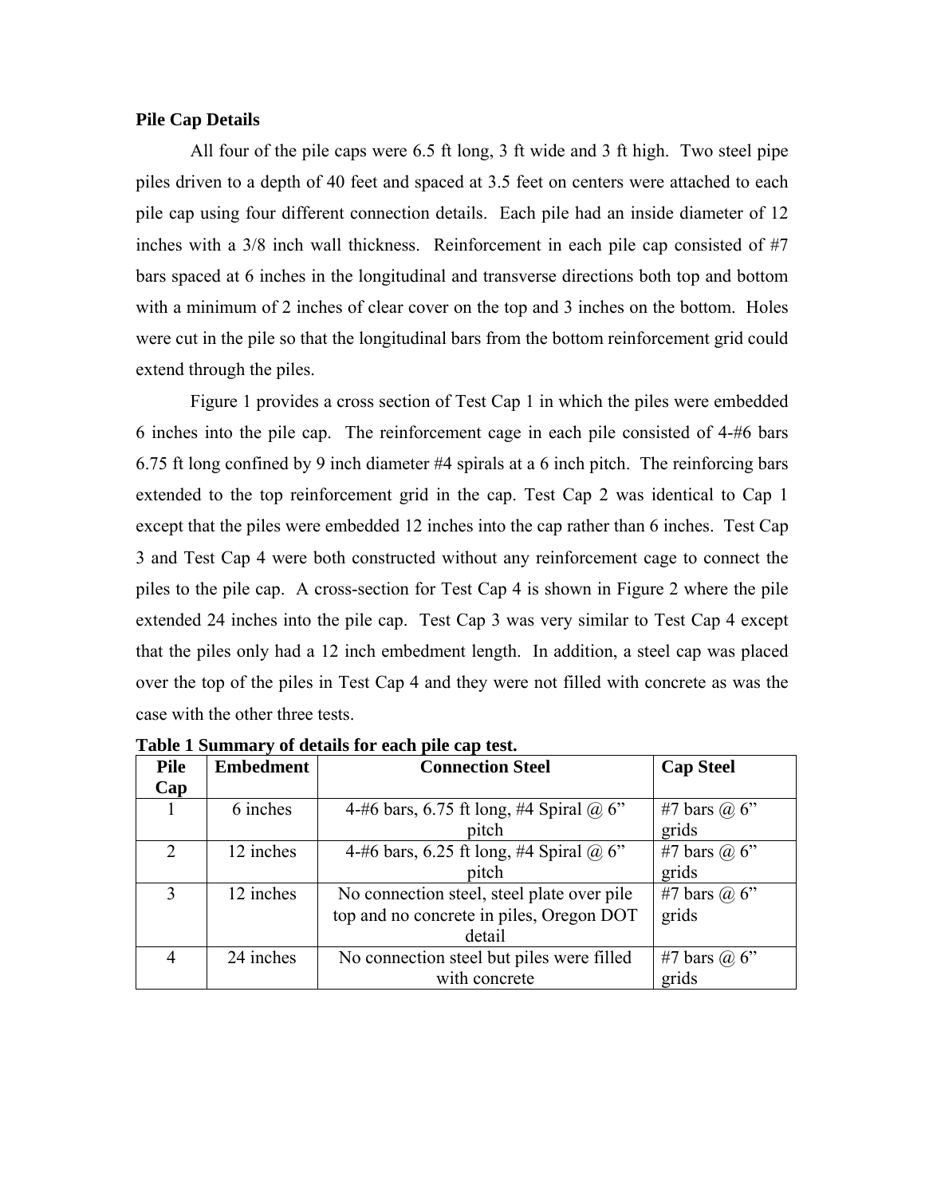**Pile Cap Details**

All four of the pile caps were 6.5 ft long, 3 ft wide and 3 ft high. Two steel pipe piles driven to a depth of 40 feet and spaced at 3.5 feet on centers were attached to each pile cap using four different connection details. Each pile had an inside diameter of 12 inches with a 3/8 inch wall thickness. Reinforcement in each pile cap consisted of #7 bars spaced at 6 inches in the longitudinal and transverse directions both top and bottom with a minimum of 2 inches of clear cover on the top and 3 inches on the bottom. Holes were cut in the pile so that the longitudinal bars from the bottom reinforcement grid could extend through the piles.

Figure 1 provides a cross section of Test Cap 1 in which the piles were embedded 6 inches into the pile cap. The reinforcement cage in each pile consisted of 4-#6 bars 6.75 ft long confined by 9 inch diameter #4 spirals at a 6 inch pitch. The reinforcing bars extended to the top reinforcement grid in the cap. Test Cap 2 was identical to Cap 1 except that the piles were embedded 12 inches into the cap rather than 6 inches. Test Cap 3 and Test Cap 4 were both constructed without any reinforcement cage to connect the piles to the pile cap. A cross-section for Test Cap 4 is shown in Figure 2 where the pile extended 24 inches into the pile cap. Test Cap 3 was very similar to Test Cap 4 except that the piles only had a 12 inch embedment length. In addition, a steel cap was placed over the top of the piles in Test Cap 4 and they were not filled with concrete as was the case with the other three tests.

**Table 1 Summary of details for each pile cap test.**

| Pile Cap | Embedment | Connection Steel | Cap Steel |
|---|---|---|---|
| 1 | 6 inches | 4-#6 bars, 6.75 ft long, #4 Spiral @ 6" pitch | #7 bars @ 6" grids |
| 2 | 12 inches | 4-#6 bars, 6.25 ft long, #4 Spiral @ 6" pitch | #7 bars @ 6" grids |
| 3 | 12 inches | No connection steel, steel plate over pile top and no concrete in piles, Oregon DOT detail | #7 bars @ 6" grids |
| 4 | 24 inches | No connection steel but piles were filled with concrete | #7 bars @ 6" grids |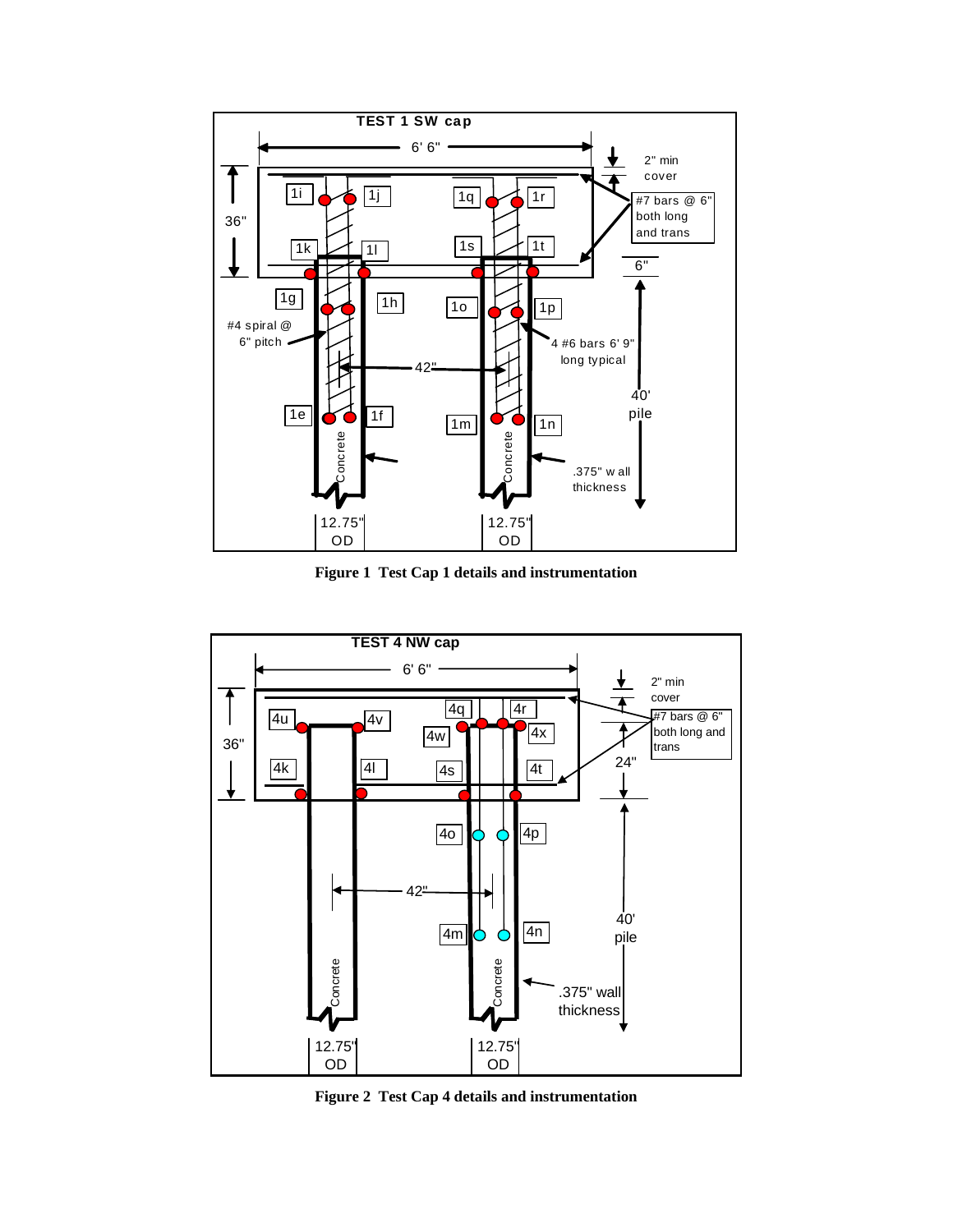TEST 1 SW cap

6' 6"

2" min cover

#7 bars @ 6" both long and trans

36"

6"

1i 1j 1q 1r

1k 1l 1s 1t

1g 1h 1o 1p

#4 spiral @ 6" pitch

4 #6 bars 6' 9" long typical

42"

40' pile

1e 1f 1m 1n

Concrete Concrete

.375" w all thickness

12.75" OD 12.75" OD

**Figure 1 Test Cap 1 details and instrumentation**

TEST 4 NW cap

6' 6"

2" min cover

#7 bars @ 6" both long and trans

36"

24"

4u 4v 4q 4r 4w 4x

4k 4l 4s 4t

4o 4p

42"

40' pile

4m 4n

Concrete Concrete

.375" wall thickness

12.75" OD 12.75" OD

**Figure 2 Test Cap 4 details and instrumentation**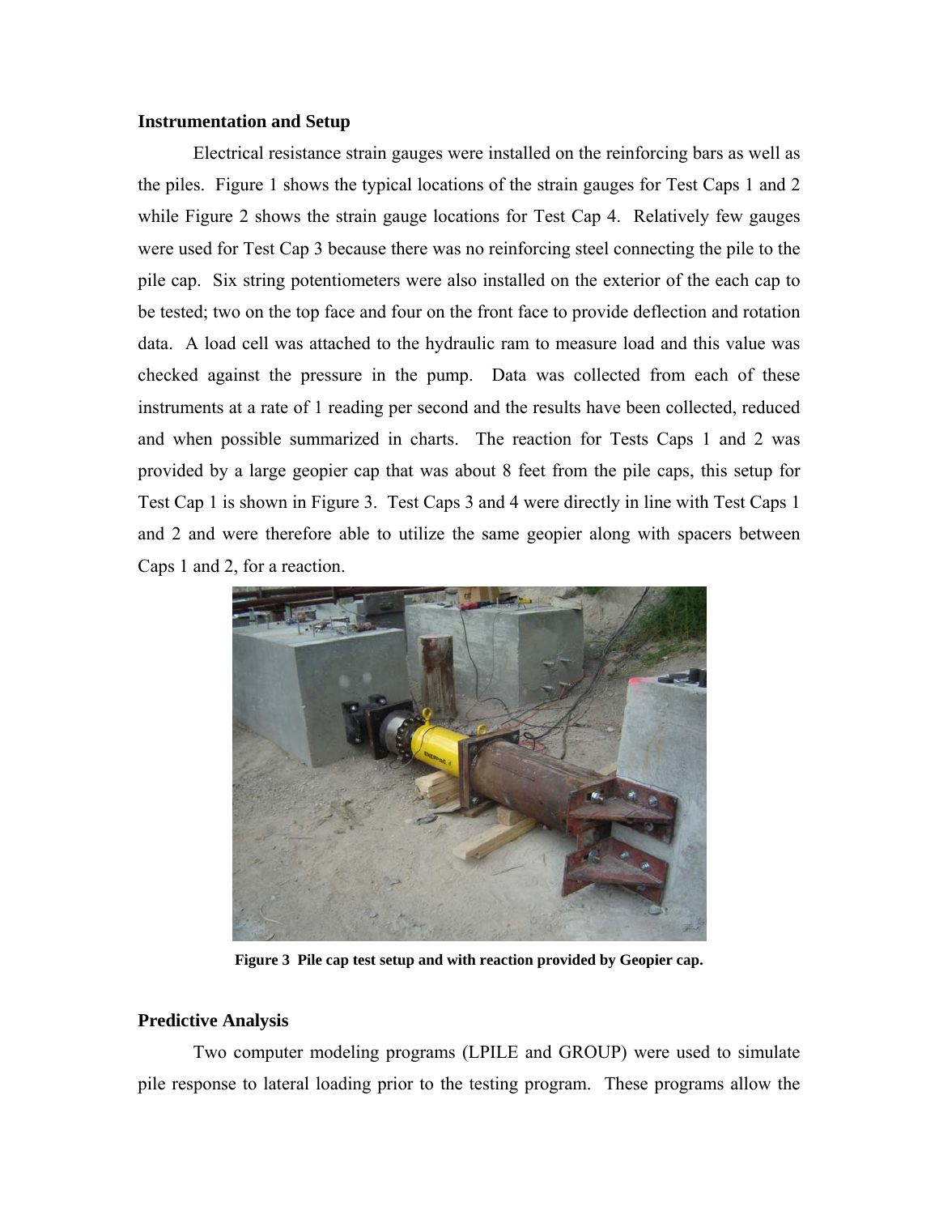### Instrumentation and Setup

Electrical resistance strain gauges were installed on the reinforcing bars as well as the piles. Figure 1 shows the typical locations of the strain gauges for Test Caps 1 and 2 while Figure 2 shows the strain gauge locations for Test Cap 4. Relatively few gauges were used for Test Cap 3 because there was no reinforcing steel connecting the pile to the pile cap. Six string potentiometers were also installed on the exterior of the each cap to be tested; two on the top face and four on the front face to provide deflection and rotation data. A load cell was attached to the hydraulic ram to measure load and this value was checked against the pressure in the pump. Data was collected from each of these instruments at a rate of 1 reading per second and the results have been collected, reduced and when possible summarized in charts. The reaction for Tests Caps 1 and 2 was provided by a large geopier cap that was about 8 feet from the pile caps, this setup for Test Cap 1 is shown in Figure 3. Test Caps 3 and 4 were directly in line with Test Caps 1 and 2 and were therefore able to utilize the same geopier along with spacers between Caps 1 and 2, for a reaction.

**Figure 3 Pile cap test setup and with reaction provided by Geopier cap.**

### Predictive Analysis

Two computer modeling programs (LPILE and GROUP) were used to simulate pile response to lateral loading prior to the testing program. These programs allow the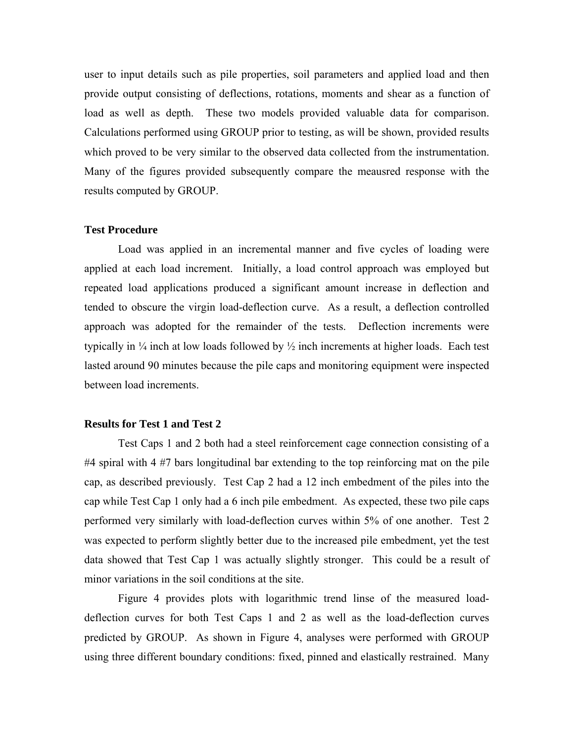user to input details such as pile properties, soil parameters and applied load and then provide output consisting of deflections, rotations, moments and shear as a function of load as well as depth. These two models provided valuable data for comparison. Calculations performed using GROUP prior to testing, as will be shown, provided results which proved to be very similar to the observed data collected from the instrumentation. Many of the figures provided subsequently compare the meausred response with the results computed by GROUP.

### Test Procedure

Load was applied in an incremental manner and five cycles of loading were applied at each load increment. Initially, a load control approach was employed but repeated load applications produced a significant amount increase in deflection and tended to obscure the virgin load-deflection curve. As a result, a deflection controlled approach was adopted for the remainder of the tests. Deflection increments were typically in ¼ inch at low loads followed by ½ inch increments at higher loads. Each test lasted around 90 minutes because the pile caps and monitoring equipment were inspected between load increments.

### Results for Test 1 and Test 2

Test Caps 1 and 2 both had a steel reinforcement cage connection consisting of a #4 spiral with 4 #7 bars longitudinal bar extending to the top reinforcing mat on the pile cap, as described previously. Test Cap 2 had a 12 inch embedment of the piles into the cap while Test Cap 1 only had a 6 inch pile embedment. As expected, these two pile caps performed very similarly with load-deflection curves within 5% of one another. Test 2 was expected to perform slightly better due to the increased pile embedment, yet the test data showed that Test Cap 1 was actually slightly stronger. This could be a result of minor variations in the soil conditions at the site.

Figure 4 provides plots with logarithmic trend linse of the measured load-deflection curves for both Test Caps 1 and 2 as well as the load-deflection curves predicted by GROUP. As shown in Figure 4, analyses were performed with GROUP using three different boundary conditions: fixed, pinned and elastically restrained. Many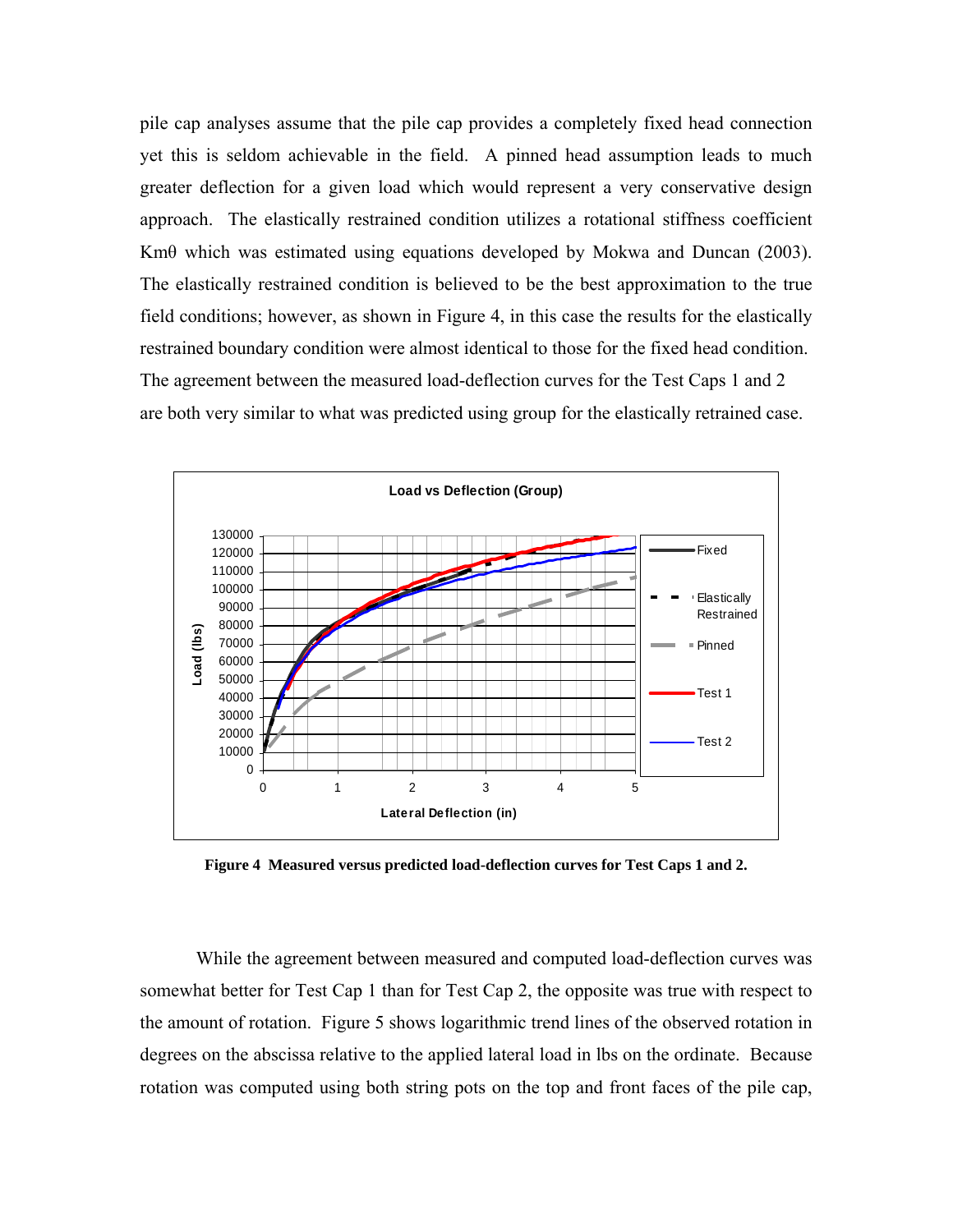pile cap analyses assume that the pile cap provides a completely fixed head connection yet this is seldom achievable in the field. A pinned head assumption leads to much greater deflection for a given load which would represent a very conservative design approach. The elastically restrained condition utilizes a rotational stiffness coefficient Kmθ which was estimated using equations developed by Mokwa and Duncan (2003). The elastically restrained condition is believed to be the best approximation to the true field conditions; however, as shown in Figure 4, in this case the results for the elastically restrained boundary condition were almost identical to those for the fixed head condition. The agreement between the measured load-deflection curves for the Test Caps 1 and 2 are both very similar to what was predicted using group for the elastically retrained case.

**Figure 4 Measured versus predicted load-deflection curves for Test Caps 1 and 2.**

While the agreement between measured and computed load-deflection curves was somewhat better for Test Cap 1 than for Test Cap 2, the opposite was true with respect to the amount of rotation. Figure 5 shows logarithmic trend lines of the observed rotation in degrees on the abscissa relative to the applied lateral load in lbs on the ordinate. Because rotation was computed using both string pots on the top and front faces of the pile cap,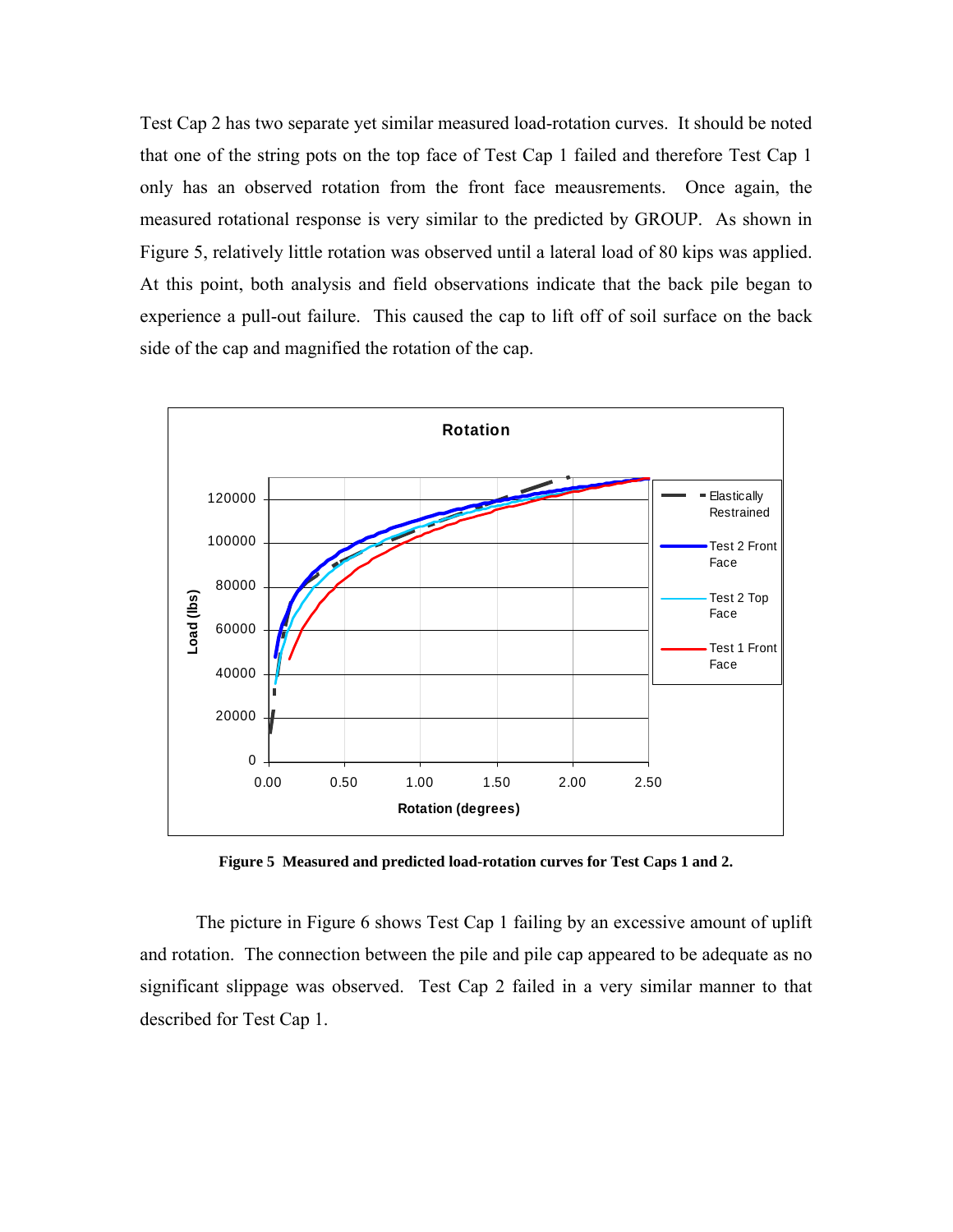Test Cap 2 has two separate yet similar measured load-rotation curves. It should be noted that one of the string pots on the top face of Test Cap 1 failed and therefore Test Cap 1 only has an observed rotation from the front face meausrements. Once again, the measured rotational response is very similar to the predicted by GROUP. As shown in Figure 5, relatively little rotation was observed until a lateral load of 80 kips was applied. At this point, both analysis and field observations indicate that the back pile began to experience a pull-out failure. This caused the cap to lift off of soil surface on the back side of the cap and magnified the rotation of the cap.

**Figure 5 Measured and predicted load-rotation curves for Test Caps 1 and 2.**

The picture in Figure 6 shows Test Cap 1 failing by an excessive amount of uplift and rotation. The connection between the pile and pile cap appeared to be adequate as no significant slippage was observed. Test Cap 2 failed in a very similar manner to that described for Test Cap 1.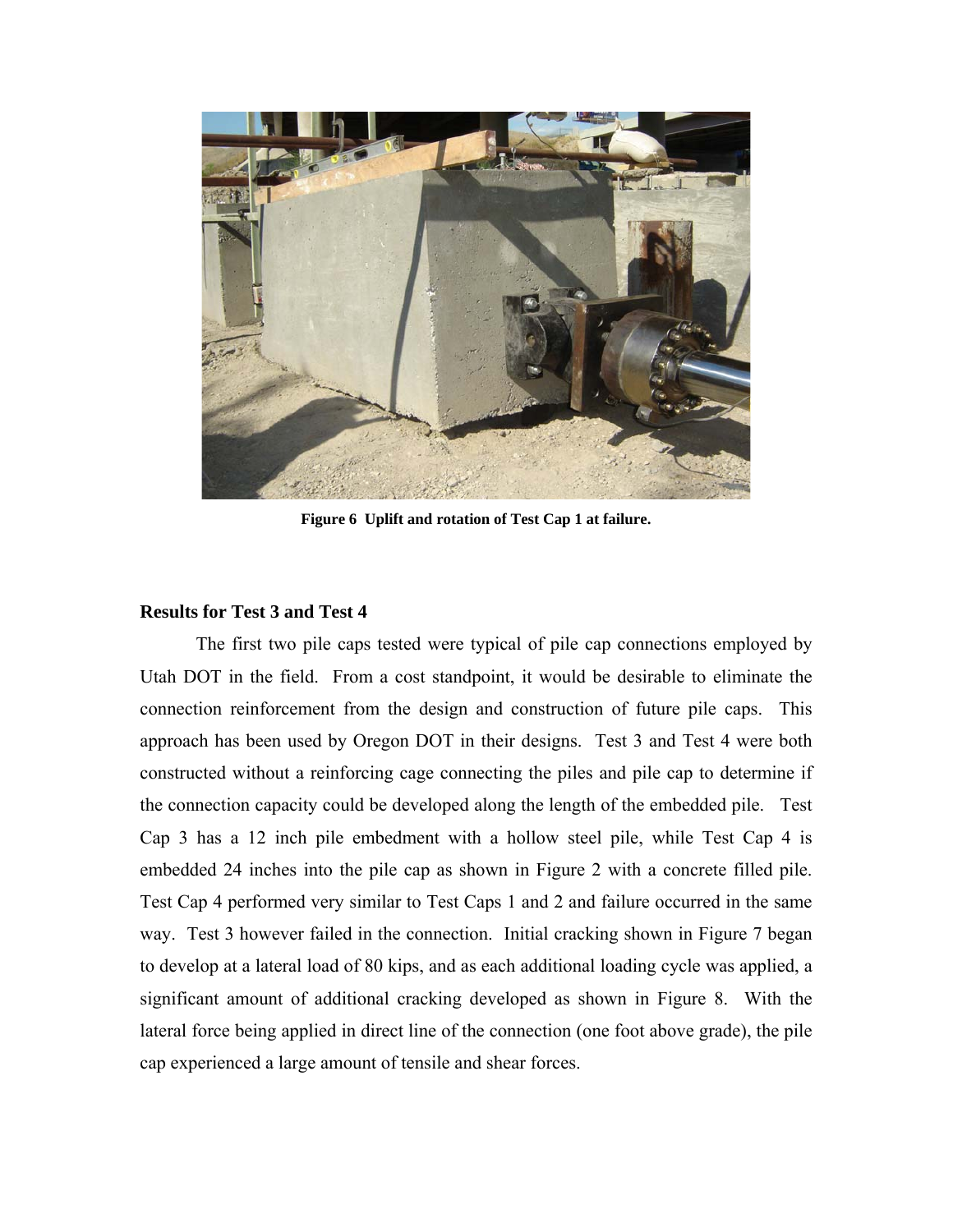Figure 6 Uplift and rotation of Test Cap 1 at failure.

## Results for Test 3 and Test 4

The first two pile caps tested were typical of pile cap connections employed by Utah DOT in the field. From a cost standpoint, it would be desirable to eliminate the connection reinforcement from the design and construction of future pile caps. This approach has been used by Oregon DOT in their designs. Test 3 and Test 4 were both constructed without a reinforcing cage connecting the piles and pile cap to determine if the connection capacity could be developed along the length of the embedded pile. Test Cap 3 has a 12 inch pile embedment with a hollow steel pile, while Test Cap 4 is embedded 24 inches into the pile cap as shown in Figure 2 with a concrete filled pile. Test Cap 4 performed very similar to Test Caps 1 and 2 and failure occurred in the same way. Test 3 however failed in the connection. Initial cracking shown in Figure 7 began to develop at a lateral load of 80 kips, and as each additional loading cycle was applied, a significant amount of additional cracking developed as shown in Figure 8. With the lateral force being applied in direct line of the connection (one foot above grade), the pile cap experienced a large amount of tensile and shear forces.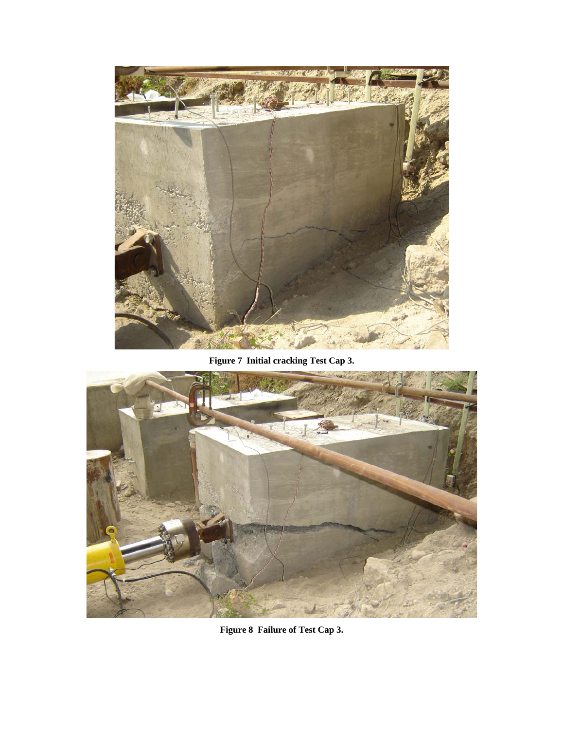**Figure 7 Initial cracking Test Cap 3.**

**Figure 8 Failure of Test Cap 3.**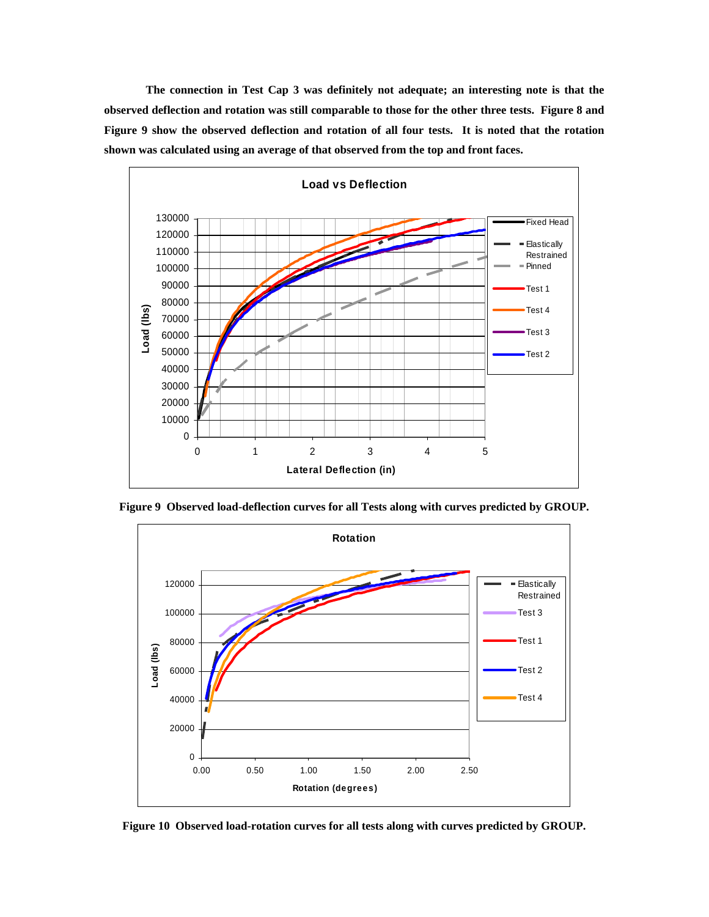**The connection in Test Cap 3 was definitely not adequate; an interesting note is that the observed deflection and rotation was still comparable to those for the other three tests. Figure 8 and Figure 9 show the observed deflection and rotation of all four tests. It is noted that the rotation shown was calculated using an average of that observed from the top and front faces.**

**Figure 9 Observed load-deflection curves for all Tests along with curves predicted by GROUP.**

**Figure 10 Observed load-rotation curves for all tests along with curves predicted by GROUP.**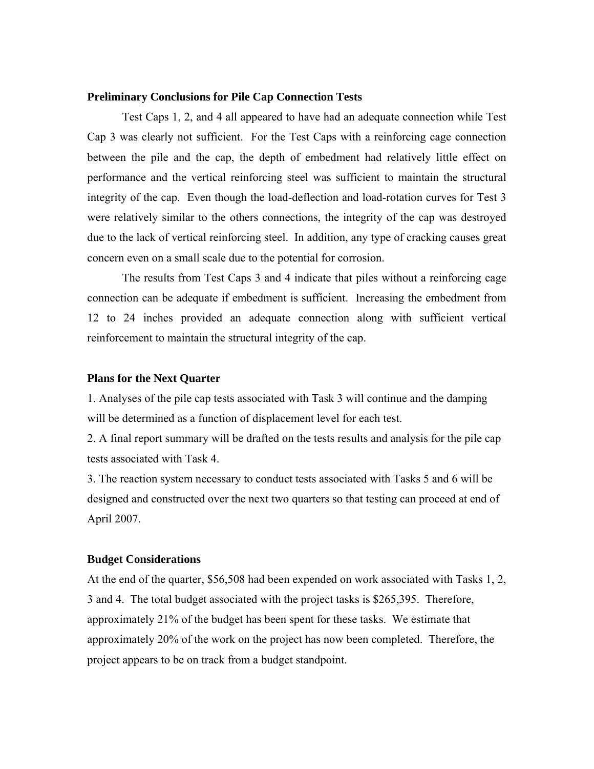### Preliminary Conclusions for Pile Cap Connection Tests

Test Caps 1, 2, and 4 all appeared to have had an adequate connection while Test Cap 3 was clearly not sufficient. For the Test Caps with a reinforcing cage connection between the pile and the cap, the depth of embedment had relatively little effect on performance and the vertical reinforcing steel was sufficient to maintain the structural integrity of the cap. Even though the load-deflection and load-rotation curves for Test 3 were relatively similar to the others connections, the integrity of the cap was destroyed due to the lack of vertical reinforcing steel. In addition, any type of cracking causes great concern even on a small scale due to the potential for corrosion.

The results from Test Caps 3 and 4 indicate that piles without a reinforcing cage connection can be adequate if embedment is sufficient. Increasing the embedment from 12 to 24 inches provided an adequate connection along with sufficient vertical reinforcement to maintain the structural integrity of the cap.

### Plans for the Next Quarter

1. Analyses of the pile cap tests associated with Task 3 will continue and the damping will be determined as a function of displacement level for each test.
2. A final report summary will be drafted on the tests results and analysis for the pile cap tests associated with Task 4.
3. The reaction system necessary to conduct tests associated with Tasks 5 and 6 will be designed and constructed over the next two quarters so that testing can proceed at end of April 2007.

### Budget Considerations

At the end of the quarter, $56,508 had been expended on work associated with Tasks 1, 2, 3 and 4. The total budget associated with the project tasks is $265,395. Therefore, approximately 21% of the budget has been spent for these tasks. We estimate that approximately 20% of the work on the project has now been completed. Therefore, the project appears to be on track from a budget standpoint.